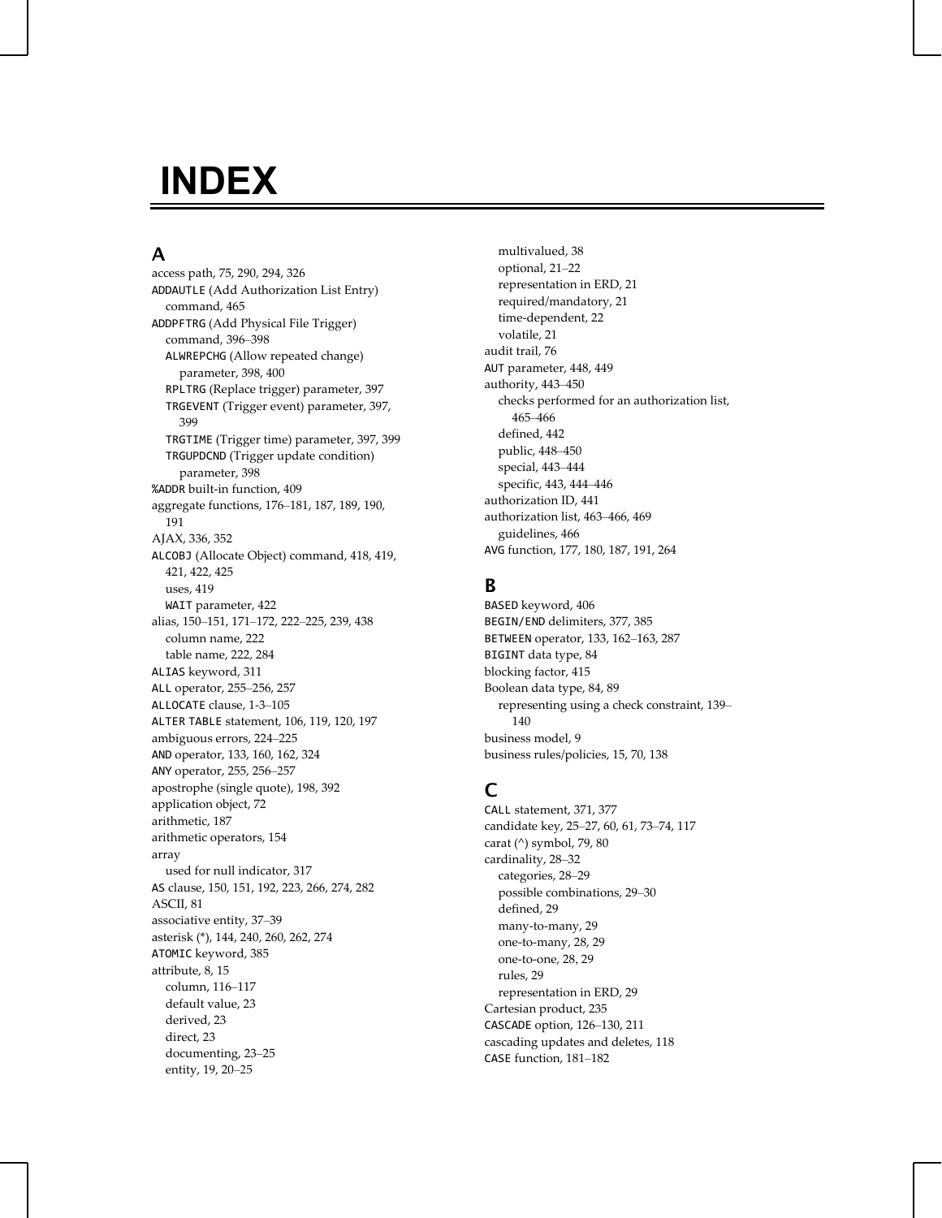# INDEX

## A

access path, 75, 290, 294, 326
ADDAUTLE (Add Authorization List Entry) command, 465
ADDPFTRG (Add Physical File Trigger) command, 396–398
- ALWREPCHG (Allow repeated change) parameter, 398, 400
- RPLTRG (Replace trigger) parameter, 397
- TRGEVENT (Trigger event) parameter, 397, 399
- TRGTIME (Trigger time) parameter, 397, 399
- TRGUPDCND (Trigger update condition) parameter, 398

%ADDR built-in function, 409
aggregate functions, 176–181, 187, 189, 190, 191
AJAX, 336, 352
ALCOBJ (Allocate Object) command, 418, 419, 421, 422, 425
- uses, 419
- WAIT parameter, 422

alias, 150–151, 171–172, 222–225, 239, 438
- column name, 222
- table name, 222, 284

ALIAS keyword, 311
ALL operator, 255–256, 257
ALLOCATE clause, 1-3–105
ALTER TABLE statement, 106, 119, 120, 197
ambiguous errors, 224–225
AND operator, 133, 160, 162, 324
ANY operator, 255, 256–257
apostrophe (single quote), 198, 392
application object, 72
arithmetic, 187
arithmetic operators, 154
array
- used for null indicator, 317

AS clause, 150, 151, 192, 223, 266, 274, 282
ASCII, 81
associative entity, 37–39
asterisk (*), 144, 240, 260, 262, 274
ATOMIC keyword, 385
attribute, 8, 15
- column, 116–117
- default value, 23
- derived, 23
- direct, 23
- documenting, 23–25
- entity, 19, 20–25
- multivalued, 38
- optional, 21–22
- representation in ERD, 21
- required/mandatory, 21
- time-dependent, 22
- volatile, 21

audit trail, 76
AUT parameter, 448, 449
authority, 443–450
- checks performed for an authorization list, 465–466
- defined, 442
- public, 448–450
- special, 443–444
- specific, 443, 444–446

authorization ID, 441
authorization list, 463–466, 469
- guidelines, 466

AVG function, 177, 180, 187, 191, 264

## B

BASED keyword, 406
BEGIN/END delimiters, 377, 385
BETWEEN operator, 133, 162–163, 287
BIGINT data type, 84
blocking factor, 415
Boolean data type, 84, 89
- representing using a check constraint, 139–140

business model, 9
business rules/policies, 15, 70, 138

## C

CALL statement, 371, 377
candidate key, 25–27, 60, 61, 73–74, 117
carat (^) symbol, 79, 80
cardinality, 28–32
- categories, 28–29
- possible combinations, 29–30
- defined, 29
- many-to-many, 29
- one-to-many, 28, 29
- one-to-one, 28, 29
- rules, 29
- representation in ERD, 29

Cartesian product, 235
CASCADE option, 126–130, 211
cascading updates and deletes, 118
CASE function, 181–182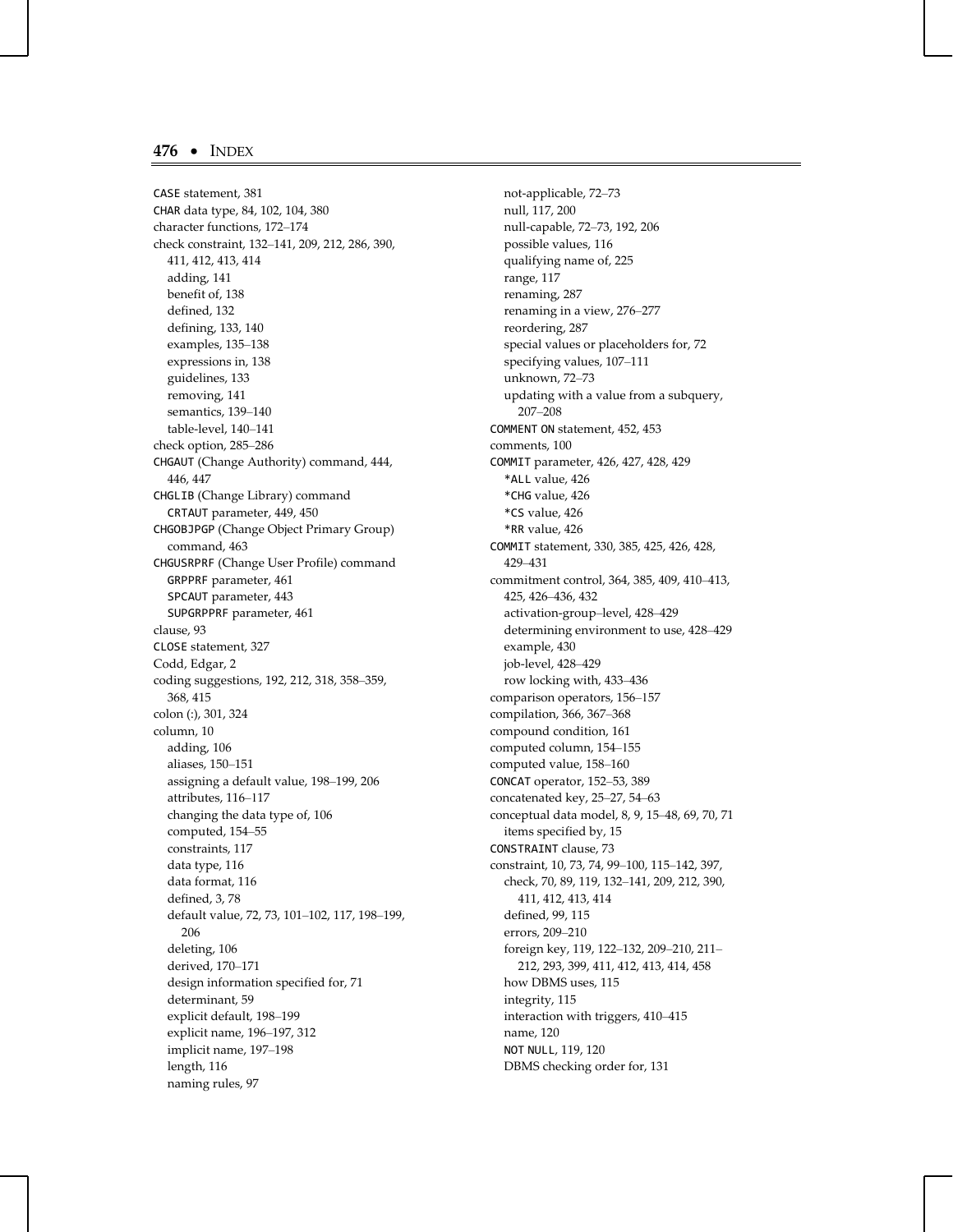CASE statement, 381
CHAR data type, 84, 102, 104, 380
character functions, 172–174
check constraint, 132–141, 209, 212, 286, 390, 411, 412, 413, 414
- adding, 141
- benefit of, 138
- defined, 132
- defining, 133, 140
- examples, 135–138
- expressions in, 138
- guidelines, 133
- removing, 141
- semantics, 139–140
- table-level, 140–141

check option, 285–286
CHGAUT (Change Authority) command, 444, 446, 447
CHGLIB (Change Library) command
- CRTAUT parameter, 449, 450

CHGOBJPGP (Change Object Primary Group) command, 463
CHGUSRPRF (Change User Profile) command
- GRPPRF parameter, 461
- SPCAUT parameter, 443
- SUPGRPPRF parameter, 461

clause, 93
CLOSE statement, 327
Codd, Edgar, 2
coding suggestions, 192, 212, 318, 358–359, 368, 415
colon (:), 301, 324
column, 10
- adding, 106
- aliases, 150–151
- assigning a default value, 198–199, 206
- attributes, 116–117
- changing the data type of, 106
- computed, 154–55
- constraints, 117
- data type, 116
- data format, 116
- defined, 3, 78
- default value, 72, 73, 101–102, 117, 198–199, 206
- deleting, 106
- derived, 170–171
- design information specified for, 71
- determinant, 59
- explicit default, 198–199
- explicit name, 196–197, 312
- implicit name, 197–198
- length, 116
- naming rules, 97
- not-applicable, 72–73
- null, 117, 200
- null-capable, 72–73, 192, 206
- possible values, 116
- qualifying name of, 225
- range, 117
- renaming, 287
- renaming in a view, 276–277
- reordering, 287
- special values or placeholders for, 72
- specifying values, 107–111
- unknown, 72–73
- updating with a value from a subquery, 207–208

COMMENT ON statement, 452, 453
comments, 100
COMMIT parameter, 426, 427, 428, 429
- *ALL value, 426
- *CHG value, 426
- *CS value, 426
- *RR value, 426

COMMIT statement, 330, 385, 425, 426, 428, 429–431
commitment control, 364, 385, 409, 410–413, 425, 426–436, 432
- activation-group–level, 428–429
- determining environment to use, 428–429
- example, 430
- job-level, 428–429
- row locking with, 433–436

comparison operators, 156–157
compilation, 366, 367–368
compound condition, 161
computed column, 154–155
computed value, 158–160
CONCAT operator, 152–53, 389
concatenated key, 25–27, 54–63
conceptual data model, 8, 9, 15–48, 69, 70, 71
- items specified by, 15

CONSTRAINT clause, 73
constraint, 10, 73, 74, 99–100, 115–142, 397,
- check, 70, 89, 119, 132–141, 209, 212, 390, 411, 412, 413, 414
- defined, 99, 115
- errors, 209–210
- foreign key, 119, 122–132, 209–210, 211–212, 293, 399, 411, 412, 413, 414, 458
- how DBMS uses, 115
- integrity, 115
- interaction with triggers, 410–415
- name, 120
- NOT NULL, 119, 120
- DBMS checking order for, 131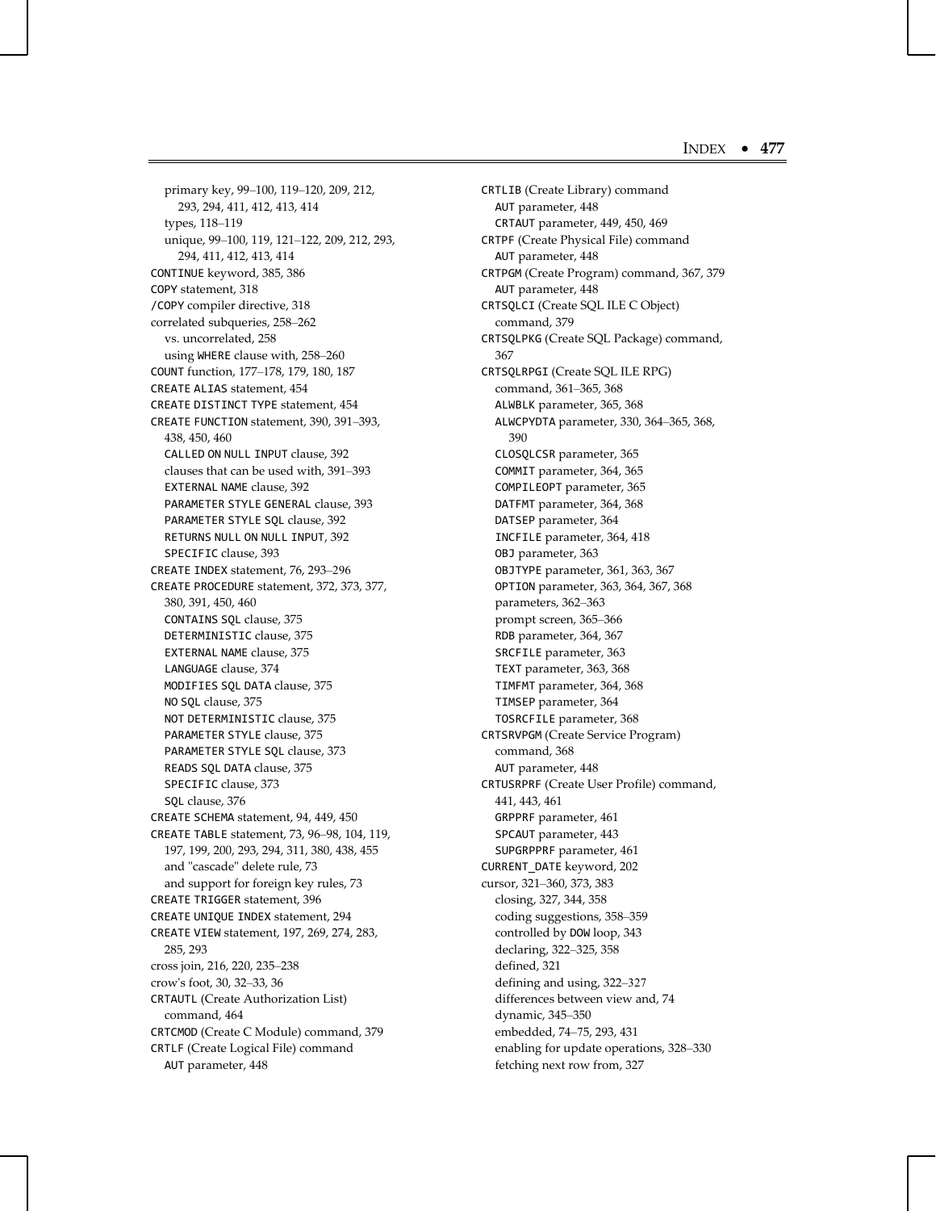- primary key, 99–100, 119–120, 209, 212, 293, 294, 411, 412, 413, 414
  - types, 118–119
  - unique, 99–100, 119, 121–122, 209, 212, 293, 294, 411, 412, 413, 414
- CONTINUE keyword, 385, 386
- COPY statement, 318
- /COPY compiler directive, 318
- correlated subqueries, 258–262
  - vs. uncorrelated, 258
  - using WHERE clause with, 258–260
- COUNT function, 177–178, 179, 180, 187
- CREATE ALIAS statement, 454
- CREATE DISTINCT TYPE statement, 454
- CREATE FUNCTION statement, 390, 391–393, 438, 450, 460
  - CALLED ON NULL INPUT clause, 392
  - clauses that can be used with, 391–393
  - EXTERNAL NAME clause, 392
  - PARAMETER STYLE GENERAL clause, 393
  - PARAMETER STYLE SQL clause, 392
  - RETURNS NULL ON NULL INPUT, 392
  - SPECIFIC clause, 393
- CREATE INDEX statement, 76, 293–296
- CREATE PROCEDURE statement, 372, 373, 377, 380, 391, 450, 460
  - CONTAINS SQL clause, 375
  - DETERMINISTIC clause, 375
  - EXTERNAL NAME clause, 375
  - LANGUAGE clause, 374
  - MODIFIES SQL DATA clause, 375
  - NO SQL clause, 375
  - NOT DETERMINISTIC clause, 375
  - PARAMETER STYLE clause, 375
  - PARAMETER STYLE SQL clause, 373
  - READS SQL DATA clause, 375
  - SPECIFIC clause, 373
  - SQL clause, 376
- CREATE SCHEMA statement, 94, 449, 450
- CREATE TABLE statement, 73, 96–98, 104, 119, 197, 199, 200, 293, 294, 311, 380, 438, 455
  - and "cascade" delete rule, 73
  - and support for foreign key rules, 73
- CREATE TRIGGER statement, 396
- CREATE UNIQUE INDEX statement, 294
- CREATE VIEW statement, 197, 269, 274, 283, 285, 293
- cross join, 216, 220, 235–238
- crow's foot, 30, 32–33, 36
- CRTAUTL (Create Authorization List) command, 464
- CRTCMOD (Create C Module) command, 379
- CRTLF (Create Logical File) command
  - AUT parameter, 448
- CRTLIB (Create Library) command
  - AUT parameter, 448
  - CRTAUT parameter, 449, 450, 469
- CRTPF (Create Physical File) command
  - AUT parameter, 448
- CRTPGM (Create Program) command, 367, 379
  - AUT parameter, 448
- CRTSQLCI (Create SQL ILE C Object) command, 379
- CRTSQLPKG (Create SQL Package) command, 367
- CRTSQLRPGI (Create SQL ILE RPG) command, 361–365, 368
  - ALWBLK parameter, 365, 368
  - ALWCPYDTA parameter, 330, 364–365, 368, 390
  - CLOSQLCSR parameter, 365
  - COMMIT parameter, 364, 365
  - COMPILEOPT parameter, 365
  - DATFMT parameter, 364, 368
  - DATSEP parameter, 364
  - INCFILE parameter, 364, 418
  - OBJ parameter, 363
  - OBJTYPE parameter, 361, 363, 367
  - OPTION parameter, 363, 364, 367, 368
  - parameters, 362–363
  - prompt screen, 365–366
  - RDB parameter, 364, 367
  - SRCFILE parameter, 363
  - TEXT parameter, 363, 368
  - TIMFMT parameter, 364, 368
  - TIMSEP parameter, 364
  - TOSRCFILE parameter, 368
- CRTSRVPGM (Create Service Program) command, 368
  - AUT parameter, 448
- CRTUSRPRF (Create User Profile) command, 441, 443, 461
  - GRPPRF parameter, 461
  - SPCAUT parameter, 443
  - SUPGRPPRF parameter, 461
- CURRENT_DATE keyword, 202
- cursor, 321–360, 373, 383
  - closing, 327, 344, 358
  - coding suggestions, 358–359
  - controlled by DOW loop, 343
  - declaring, 322–325, 358
  - defined, 321
  - defining and using, 322–327
  - differences between view and, 74
  - dynamic, 345–350
  - embedded, 74–75, 293, 431
  - enabling for update operations, 328–330
  - fetching next row from, 327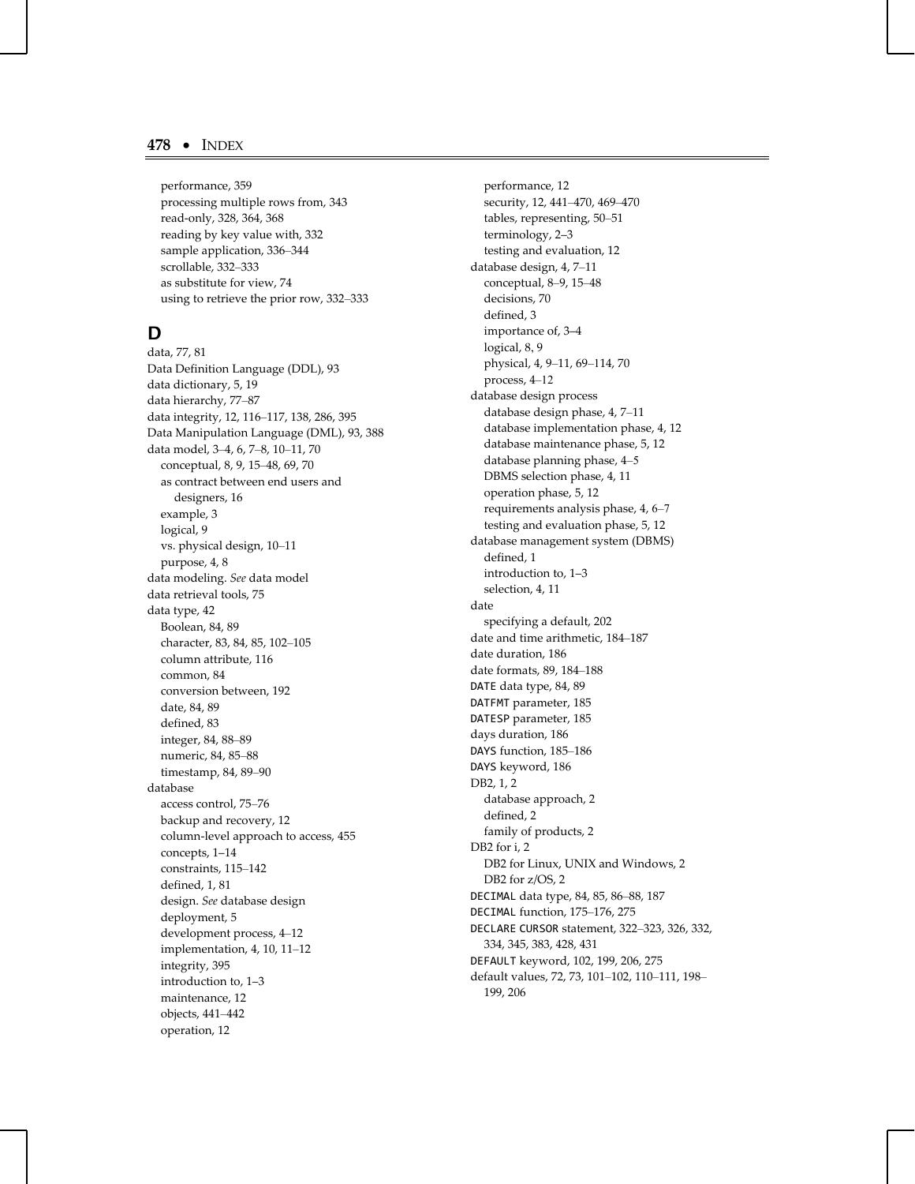performance, 359
processing multiple rows from, 343
read-only, 328, 364, 368
reading by key value with, 332
sample application, 336–344
scrollable, 332–333
as substitute for view, 74
using to retrieve the prior row, 332–333

## D

data, 77, 81
Data Definition Language (DDL), 93
data dictionary, 5, 19
data hierarchy, 77–87
data integrity, 12, 116–117, 138, 286, 395
Data Manipulation Language (DML), 93, 388
data model, 3–4, 6, 7–8, 10–11, 70
  conceptual, 8, 9, 15–48, 69, 70
  as contract between end users and designers, 16
  example, 3
  logical, 9
  vs. physical design, 10–11
  purpose, 4, 8
data modeling. *See* data model
data retrieval tools, 75
data type, 42
  Boolean, 84, 89
  character, 83, 84, 85, 102–105
  column attribute, 116
  common, 84
  conversion between, 192
  date, 84, 89
  defined, 83
  integer, 84, 88–89
  numeric, 84, 85–88
  timestamp, 84, 89–90
database
  access control, 75–76
  backup and recovery, 12
  column-level approach to access, 455
  concepts, 1–14
  constraints, 115–142
  defined, 1, 81
  design. *See* database design
  deployment, 5
  development process, 4–12
  implementation, 4, 10, 11–12
  integrity, 395
  introduction to, 1–3
  maintenance, 12
  objects, 441–442
  operation, 12
  performance, 12
  security, 12, 441–470, 469–470
  tables, representing, 50–51
  terminology, 2–3
  testing and evaluation, 12
database design, 4, 7–11
  conceptual, 8–9, 15–48
  decisions, 70
  defined, 3
  importance of, 3–4
  logical, 8, 9
  physical, 4, 9–11, 69–114, 70
  process, 4–12
database design process
  database design phase, 4, 7–11
  database implementation phase, 4, 12
  database maintenance phase, 5, 12
  database planning phase, 4–5
  DBMS selection phase, 4, 11
  operation phase, 5, 12
  requirements analysis phase, 4, 6–7
  testing and evaluation phase, 5, 12
database management system (DBMS)
  defined, 1
  introduction to, 1–3
  selection, 4, 11
date
  specifying a default, 202
date and time arithmetic, 184–187
date duration, 186
date formats, 89, 184–188
`DATE` data type, 84, 89
`DATFMT` parameter, 185
`DATESP` parameter, 185
days duration, 186
`DAYS` function, 185–186
`DAYS` keyword, 186
DB2, 1, 2
  database approach, 2
  defined, 2
  family of products, 2
DB2 for i, 2
  DB2 for Linux, UNIX and Windows, 2
  DB2 for z/OS, 2
`DECIMAL` data type, 84, 85, 86–88, 187
`DECIMAL` function, 175–176, 275
`DECLARE CURSOR` statement, 322–323, 326, 332, 334, 345, 383, 428, 431
`DEFAULT` keyword, 102, 199, 206, 275
default values, 72, 73, 101–102, 110–111, 198–199, 206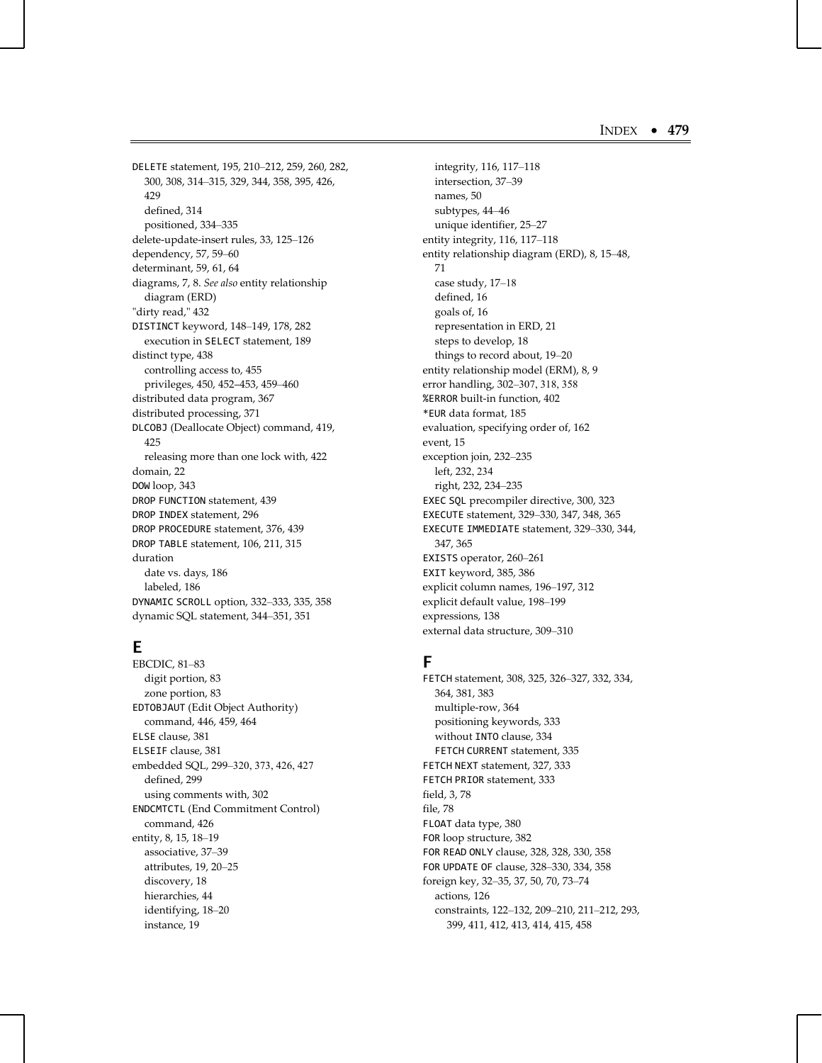DELETE statement, 195, 210–212, 259, 260, 282, 300, 308, 314–315, 329, 344, 358, 395, 426, 429
- defined, 314
- positioned, 334–335

delete-update-insert rules, 33, 125–126
dependency, 57, 59–60
determinant, 59, 61, 64
diagrams, 7, 8. *See also* entity relationship diagram (ERD)
"dirty read," 432
DISTINCT keyword, 148–149, 178, 282
- execution in SELECT statement, 189

distinct type, 438
- controlling access to, 455
- privileges, 450, 452–453, 459–460

distributed data program, 367
distributed processing, 371
DLCOBJ (Deallocate Object) command, 419, 425
- releasing more than one lock with, 422

domain, 22
DOW loop, 343
DROP FUNCTION statement, 439
DROP INDEX statement, 296
DROP PROCEDURE statement, 376, 439
DROP TABLE statement, 106, 211, 315
duration
- date vs. days, 186
- labeled, 186

DYNAMIC SCROLL option, 332–333, 335, 358
dynamic SQL statement, 344–351, 351

## E

EBCDIC, 81–83
- digit portion, 83
- zone portion, 83

EDTOBJAUT (Edit Object Authority) command, 446, 459, 464
ELSE clause, 381
ELSEIF clause, 381
embedded SQL, 299–320, 373, 426, 427
- defined, 299
- using comments with, 302

ENDCMTCTL (End Commitment Control) command, 426
entity, 8, 15, 18–19
- associative, 37–39
- attributes, 19, 20–25
- discovery, 18
- hierarchies, 44
- identifying, 18–20
- instance, 19
- integrity, 116, 117–118
- intersection, 37–39
- names, 50
- subtypes, 44–46
- unique identifier, 25–27

entity integrity, 116, 117–118
entity relationship diagram (ERD), 8, 15–48, 71
- case study, 17–18
- defined, 16
- goals of, 16
- representation in ERD, 21
- steps to develop, 18
- things to record about, 19–20

entity relationship model (ERM), 8, 9
error handling, 302–307, 318, 358
%ERROR built-in function, 402
*EUR data format, 185
evaluation, specifying order of, 162
event, 15
exception join, 232–235
- left, 232, 234
- right, 232, 234–235

EXEC SQL precompiler directive, 300, 323
EXECUTE statement, 329–330, 347, 348, 365
EXECUTE IMMEDIATE statement, 329–330, 344, 347, 365
EXISTS operator, 260–261
EXIT keyword, 385, 386
explicit column names, 196–197, 312
explicit default value, 198–199
expressions, 138
external data structure, 309–310

## F

FETCH statement, 308, 325, 326–327, 332, 334, 364, 381, 383
- multiple-row, 364
- positioning keywords, 333
- without INTO clause, 334
- FETCH CURRENT statement, 335

FETCH NEXT statement, 327, 333
FETCH PRIOR statement, 333
field, 3, 78
file, 78
FLOAT data type, 380
FOR loop structure, 382
FOR READ ONLY clause, 328, 328, 330, 358
FOR UPDATE OF clause, 328–330, 334, 358
foreign key, 32–35, 37, 50, 70, 73–74
- actions, 126
- constraints, 122–132, 209–210, 211–212, 293, 399, 411, 412, 413, 414, 415, 458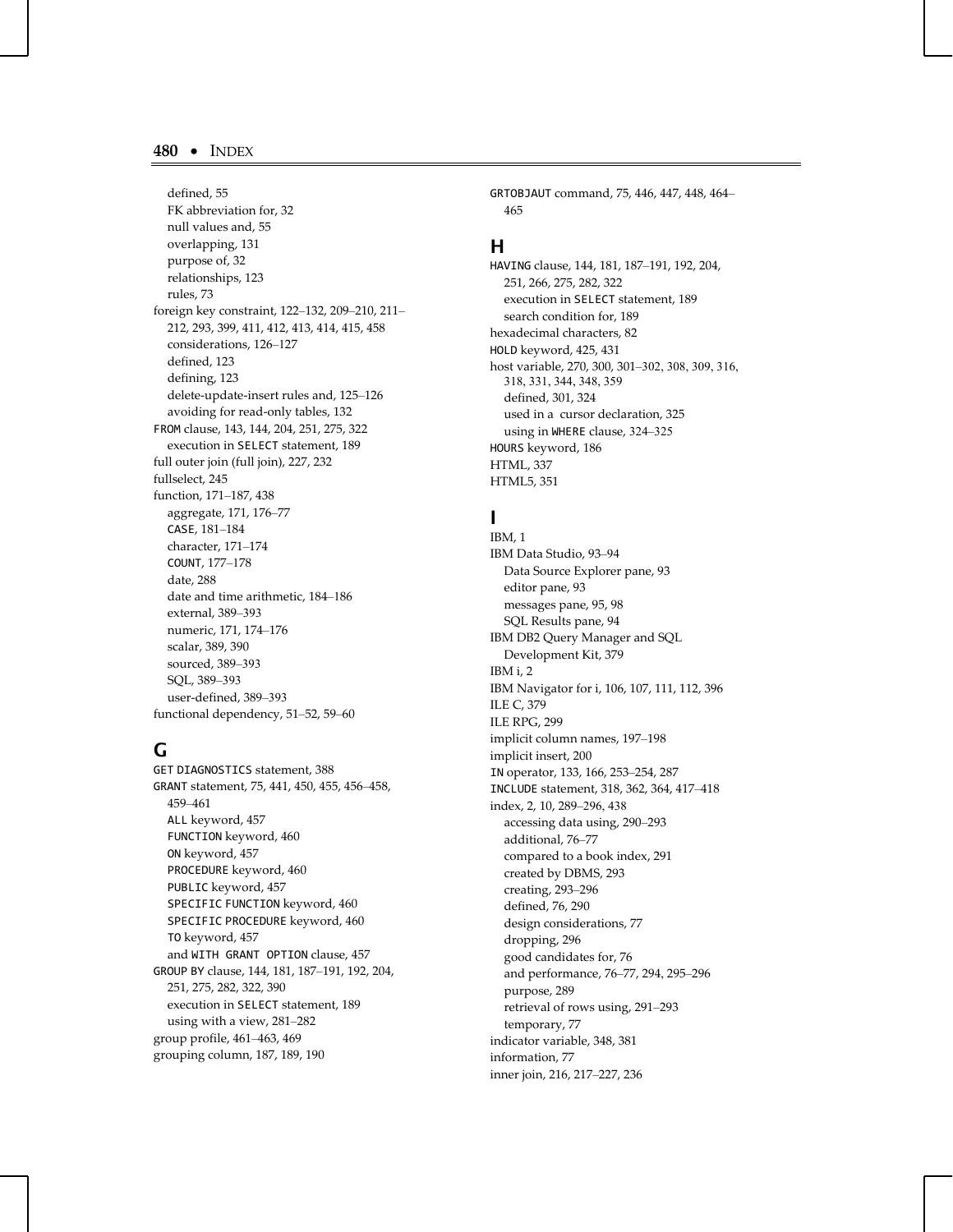defined, 55
FK abbreviation for, 32
null values and, 55
overlapping, 131
purpose of, 32
relationships, 123
rules, 73

foreign key constraint, 122–132, 209–210, 211–212, 293, 399, 411, 412, 413, 414, 415, 458
considerations, 126–127
defined, 123
defining, 123
delete-update-insert rules and, 125–126
avoiding for read-only tables, 132

FROM clause, 143, 144, 204, 251, 275, 322
execution in SELECT statement, 189

full outer join (full join), 227, 232

fullselect, 245

function, 171–187, 438
aggregate, 171, 176–77
CASE, 181–184
character, 171–174
COUNT, 177–178
date, 288
date and time arithmetic, 184–186
external, 389–393
numeric, 171, 174–176
scalar, 389, 390
sourced, 389–393
SQL, 389–393
user-defined, 389–393

functional dependency, 51–52, 59–60

## G

GET DIAGNOSTICS statement, 388

GRANT statement, 75, 441, 450, 455, 456–458, 459–461
ALL keyword, 457
FUNCTION keyword, 460
ON keyword, 457
PROCEDURE keyword, 460
PUBLIC keyword, 457
SPECIFIC FUNCTION keyword, 460
SPECIFIC PROCEDURE keyword, 460
TO keyword, 457
and WITH GRANT OPTION clause, 457

GROUP BY clause, 144, 181, 187–191, 192, 204, 251, 275, 282, 322, 390
execution in SELECT statement, 189
using with a view, 281–282

group profile, 461–463, 469

grouping column, 187, 189, 190

GRTOBJAUT command, 75, 446, 447, 448, 464–465

## H

HAVING clause, 144, 181, 187–191, 192, 204, 251, 266, 275, 282, 322
execution in SELECT statement, 189
search condition for, 189

hexadecimal characters, 82

HOLD keyword, 425, 431

host variable, 270, 300, 301–302, 308, 309, 316, 318, 331, 344, 348, 359
defined, 301, 324
used in a cursor declaration, 325
using in WHERE clause, 324–325

HOURS keyword, 186

HTML, 337

HTML5, 351

## I

IBM, 1

IBM Data Studio, 93–94
Data Source Explorer pane, 93
editor pane, 93
messages pane, 95, 98
SQL Results pane, 94

IBM DB2 Query Manager and SQL Development Kit, 379

IBM i, 2

IBM Navigator for i, 106, 107, 111, 112, 396

ILE C, 379

ILE RPG, 299

implicit column names, 197–198

implicit insert, 200

IN operator, 133, 166, 253–254, 287

INCLUDE statement, 318, 362, 364, 417–418

index, 2, 10, 289–296, 438
accessing data using, 290–293
additional, 76–77
compared to a book index, 291
created by DBMS, 293
creating, 293–296
defined, 76, 290
design considerations, 77
dropping, 296
good candidates for, 76
and performance, 76–77, 294, 295–296
purpose, 289
retrieval of rows using, 291–293
temporary, 77

indicator variable, 348, 381

information, 77

inner join, 216, 217–227, 236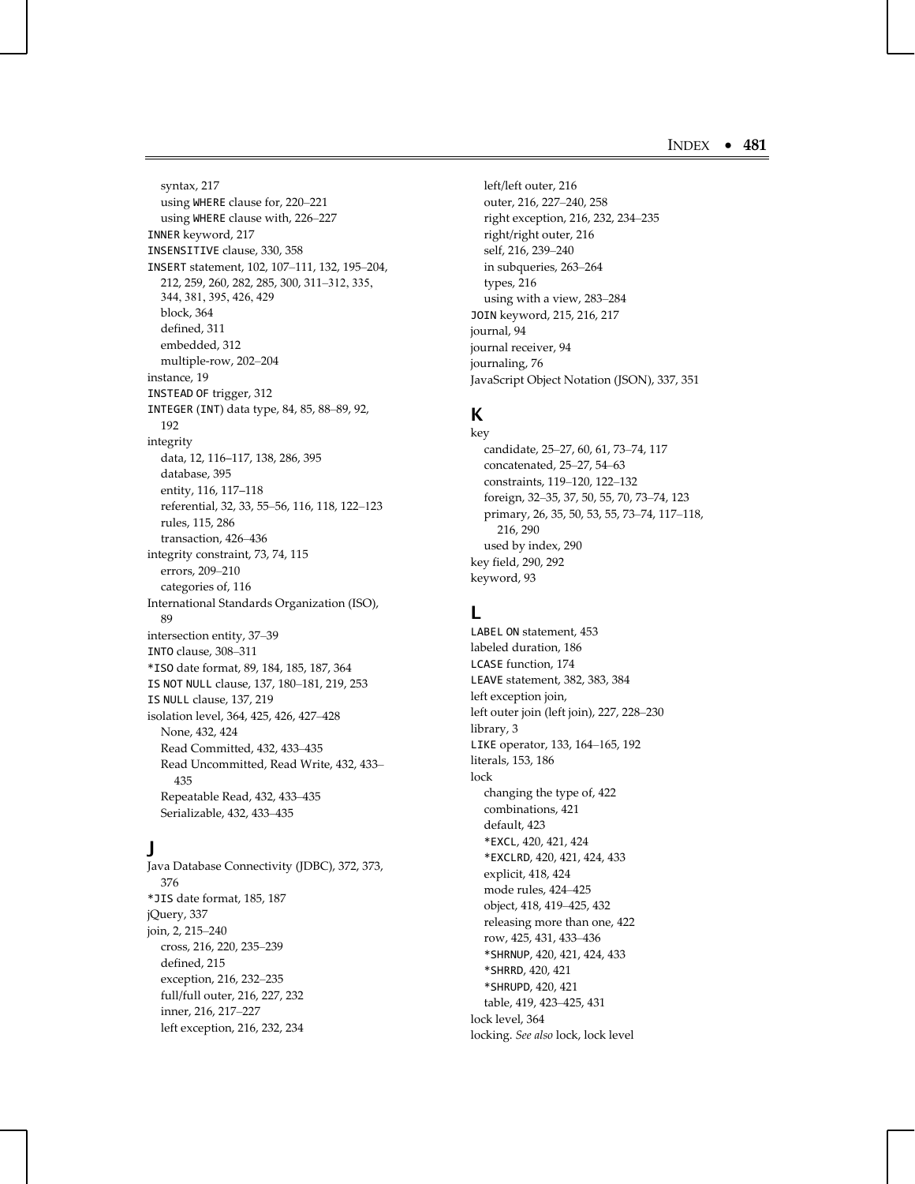syntax, 217
 using WHERE clause for, 220–221
 using WHERE clause with, 226–227
INNER keyword, 217
INSENSITIVE clause, 330, 358
INSERT statement, 102, 107–111, 132, 195–204, 212, 259, 260, 282, 285, 300, 311–312, 335, 344, 381, 395, 426, 429
 block, 364
 defined, 311
 embedded, 312
 multiple-row, 202–204
instance, 19
INSTEAD OF trigger, 312
INTEGER (INT) data type, 84, 85, 88–89, 92, 192
integrity
 data, 12, 116–117, 138, 286, 395
 database, 395
 entity, 116, 117–118
 referential, 32, 33, 55–56, 116, 118, 122–123
 rules, 115, 286
 transaction, 426–436
integrity constraint, 73, 74, 115
 errors, 209–210
 categories of, 116
International Standards Organization (ISO), 89
intersection entity, 37–39
INTO clause, 308–311
*ISO date format, 89, 184, 185, 187, 364
IS NOT NULL clause, 137, 180–181, 219, 253
IS NULL clause, 137, 219
isolation level, 364, 425, 426, 427–428
 None, 432, 424
 Read Committed, 432, 433–435
 Read Uncommitted, Read Write, 432, 433–435
 Repeatable Read, 432, 433–435
 Serializable, 432, 433–435

## J

Java Database Connectivity (JDBC), 372, 373, 376
*JIS date format, 185, 187
jQuery, 337
join, 2, 215–240
 cross, 216, 220, 235–239
 defined, 215
 exception, 216, 232–235
 full/full outer, 216, 227, 232
 inner, 216, 217–227
 left exception, 216, 232, 234
 left/left outer, 216
 outer, 216, 227–240, 258
 right exception, 216, 232, 234–235
 right/right outer, 216
 self, 216, 239–240
 in subqueries, 263–264
 types, 216
 using with a view, 283–284
JOIN keyword, 215, 216, 217
journal, 94
journal receiver, 94
journaling, 76
JavaScript Object Notation (JSON), 337, 351

## K

key
 candidate, 25–27, 60, 61, 73–74, 117
 concatenated, 25–27, 54–63
 constraints, 119–120, 122–132
 foreign, 32–35, 37, 50, 55, 70, 73–74, 123
 primary, 26, 35, 50, 53, 55, 73–74, 117–118, 216, 290
 used by index, 290
key field, 290, 292
keyword, 93

## L

LABEL ON statement, 453
labeled duration, 186
LCASE function, 174
LEAVE statement, 382, 383, 384
left exception join,
left outer join (left join), 227, 228–230
library, 3
LIKE operator, 133, 164–165, 192
literals, 153, 186
lock
 changing the type of, 422
 combinations, 421
 default, 423
 *EXCL, 420, 421, 424
 *EXCLRD, 420, 421, 424, 433
 explicit, 418, 424
 mode rules, 424–425
 object, 418, 419–425, 432
 releasing more than one, 422
 row, 425, 431, 433–436
 *SHRNUP, 420, 421, 424, 433
 *SHRRD, 420, 421
 *SHRUPD, 420, 421
 table, 419, 423–425, 431
lock level, 364
locking. *See also* lock, lock level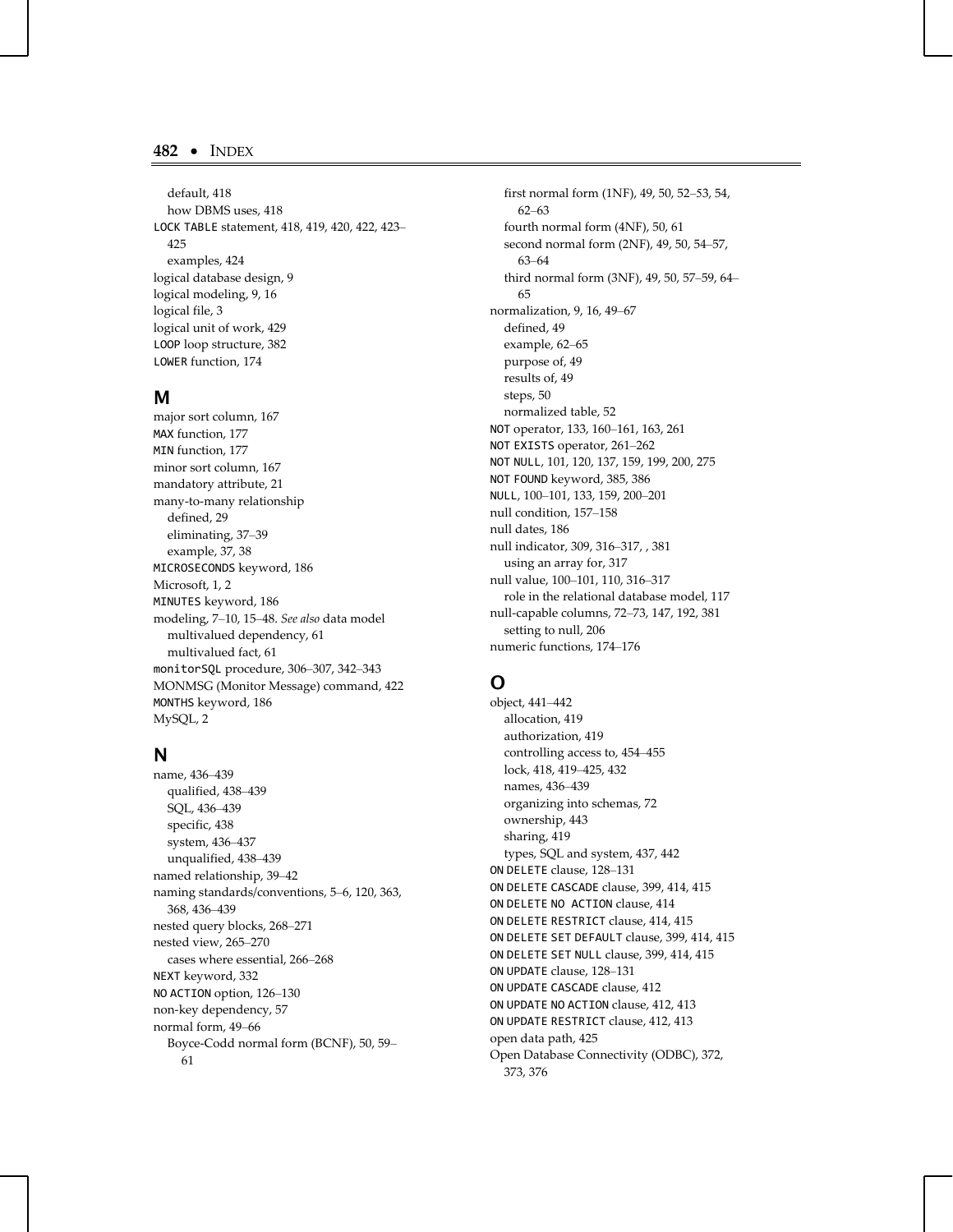default, 418
how DBMS uses, 418
`LOCK TABLE` statement, 418, 419, 420, 422, 423–425
examples, 424
logical database design, 9
logical modeling, 9, 16
logical file, 3
logical unit of work, 429
`LOOP` loop structure, 382
`LOWER` function, 174

## M

major sort column, 167
`MAX` function, 177
`MIN` function, 177
minor sort column, 167
mandatory attribute, 21
many-to-many relationship
defined, 29
eliminating, 37–39
example, 37, 38
`MICROSECONDS` keyword, 186
Microsoft, 1, 2
`MINUTES` keyword, 186
modeling, 7–10, 15–48. *See also* data model
multivalued dependency, 61
multivalued fact, 61
`monitorSQL` procedure, 306–307, 342–343
MONMSG (Monitor Message) command, 422
`MONTHS` keyword, 186
MySQL, 2

## N

name, 436–439
qualified, 438–439
SQL, 436–439
specific, 438
system, 436–437
unqualified, 438–439
named relationship, 39–42
naming standards/conventions, 5–6, 120, 363, 368, 436–439
nested query blocks, 268–271
nested view, 265–270
cases where essential, 266–268
`NEXT` keyword, 332
`NO ACTION` option, 126–130
non-key dependency, 57
normal form, 49–66
Boyce-Codd normal form (BCNF), 50, 59–61
first normal form (1NF), 49, 50, 52–53, 54, 62–63
fourth normal form (4NF), 50, 61
second normal form (2NF), 49, 50, 54–57, 63–64
third normal form (3NF), 49, 50, 57–59, 64–65
normalization, 9, 16, 49–67
defined, 49
example, 62–65
purpose of, 49
results of, 49
steps, 50
normalized table, 52
`NOT` operator, 133, 160–161, 163, 261
`NOT EXISTS` operator, 261–262
`NOT NULL`, 101, 120, 137, 159, 199, 200, 275
`NOT FOUND` keyword, 385, 386
`NULL`, 100–101, 133, 159, 200–201
null condition, 157–158
null dates, 186
null indicator, 309, 316–317, , 381
using an array for, 317
null value, 100–101, 110, 316–317
role in the relational database model, 117
null-capable columns, 72–73, 147, 192, 381
setting to null, 206
numeric functions, 174–176

## O

object, 441–442
allocation, 419
authorization, 419
controlling access to, 454–455
lock, 418, 419–425, 432
names, 436–439
organizing into schemas, 72
ownership, 443
sharing, 419
types, SQL and system, 437, 442
`ON DELETE` clause, 128–131
`ON DELETE CASCADE` clause, 399, 414, 415
`ON DELETE NO ACTION` clause, 414
`ON DELETE RESTRICT` clause, 414, 415
`ON DELETE SET DEFAULT` clause, 399, 414, 415
`ON DELETE SET NULL` clause, 399, 414, 415
`ON UPDATE` clause, 128–131
`ON UPDATE CASCADE` clause, 412
`ON UPDATE NO ACTION` clause, 412, 413
`ON UPDATE RESTRICT` clause, 412, 413
open data path, 425
Open Database Connectivity (ODBC), 372, 373, 376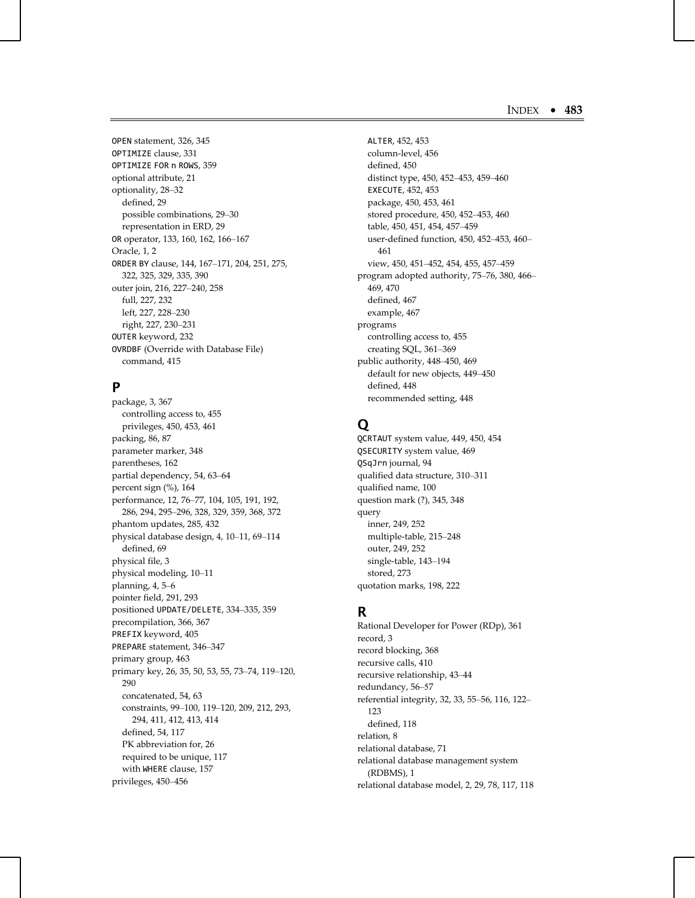OPEN statement, 326, 345
OPTIMIZE clause, 331
OPTIMIZE FOR n ROWS, 359
optional attribute, 21
optionality, 28–32
  defined, 29
  possible combinations, 29–30
  representation in ERD, 29
OR operator, 133, 160, 162, 166–167
Oracle, 1, 2
ORDER BY clause, 144, 167–171, 204, 251, 275, 322, 325, 329, 335, 390
outer join, 216, 227–240, 258
  full, 227, 232
  left, 227, 228–230
  right, 227, 230–231
OUTER keyword, 232
OVRDBF (Override with Database File) command, 415

## P

package, 3, 367
  controlling access to, 455
  privileges, 450, 453, 461
packing, 86, 87
parameter marker, 348
parentheses, 162
partial dependency, 54, 63–64
percent sign (%), 164
performance, 12, 76–77, 104, 105, 191, 192, 286, 294, 295–296, 328, 329, 359, 368, 372
phantom updates, 285, 432
physical database design, 4, 10–11, 69–114
  defined, 69
physical file, 3
physical modeling, 10–11
planning, 4, 5–6
pointer field, 291, 293
positioned UPDATE/DELETE, 334–335, 359
precompilation, 366, 367
PREFIX keyword, 405
PREPARE statement, 346–347
primary group, 463
primary key, 26, 35, 50, 53, 55, 73–74, 119–120, 290
  concatenated, 54, 63
  constraints, 99–100, 119–120, 209, 212, 293, 294, 411, 412, 413, 414
  defined, 54, 117
  PK abbreviation for, 26
  required to be unique, 117
  with WHERE clause, 157
privileges, 450–456
  ALTER, 452, 453
  column-level, 456
  defined, 450
  distinct type, 450, 452–453, 459–460
  EXECUTE, 452, 453
  package, 450, 453, 461
  stored procedure, 450, 452–453, 460
  table, 450, 451, 454, 457–459
  user-defined function, 450, 452–453, 460–461
  view, 450, 451–452, 454, 455, 457–459
program adopted authority, 75–76, 380, 466–469, 470
  defined, 467
  example, 467
programs
  controlling access to, 455
  creating SQL, 361–369
public authority, 448–450, 469
  default for new objects, 449–450
  defined, 448
  recommended setting, 448

## Q

QCRTAUT system value, 449, 450, 454
QSECURITY system value, 469
QSqJrn journal, 94
qualified data structure, 310–311
qualified name, 100
question mark (?), 345, 348
query
  inner, 249, 252
  multiple-table, 215–248
  outer, 249, 252
  single-table, 143–194
  stored, 273
quotation marks, 198, 222

## R

Rational Developer for Power (RDp), 361
record, 3
record blocking, 368
recursive calls, 410
recursive relationship, 43–44
redundancy, 56–57
referential integrity, 32, 33, 55–56, 116, 122–123
  defined, 118
relation, 8
relational database, 71
relational database management system (RDBMS), 1
relational database model, 2, 29, 78, 117, 118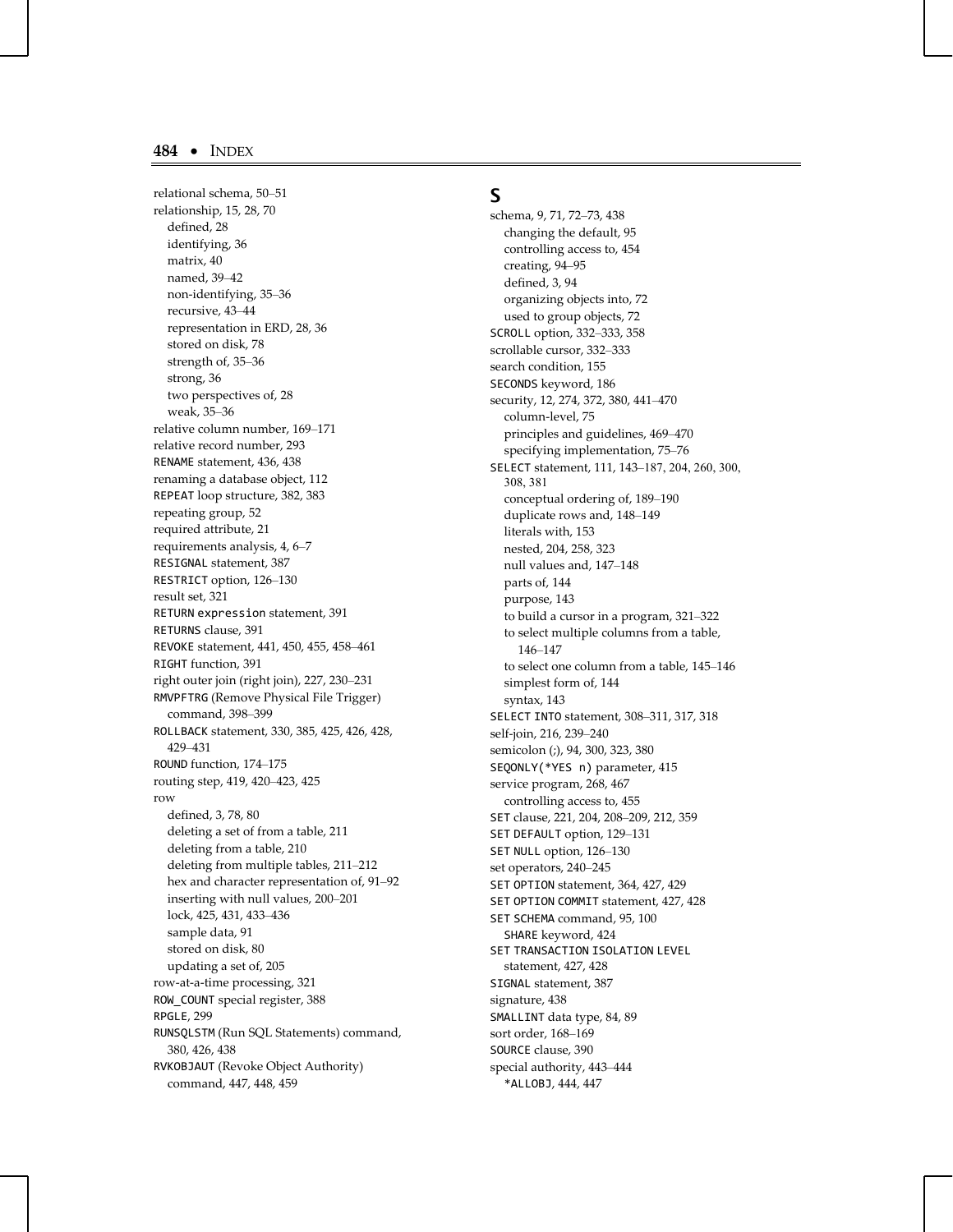relational schema, 50–51
relationship, 15, 28, 70
- defined, 28
- identifying, 36
- matrix, 40
- named, 39–42
- non-identifying, 35–36
- recursive, 43–44
- representation in ERD, 28, 36
- stored on disk, 78
- strength of, 35–36
- strong, 36
- two perspectives of, 28
- weak, 35–36

relative column number, 169–171
relative record number, 293
RENAME statement, 436, 438
renaming a database object, 112
REPEAT loop structure, 382, 383
repeating group, 52
required attribute, 21
requirements analysis, 4, 6–7
RESIGNAL statement, 387
RESTRICT option, 126–130
result set, 321
RETURN expression statement, 391
RETURNS clause, 391
REVOKE statement, 441, 450, 455, 458–461
RIGHT function, 391
right outer join (right join), 227, 230–231
RMVPFTRG (Remove Physical File Trigger) command, 398–399
ROLLBACK statement, 330, 385, 425, 426, 428, 429–431
ROUND function, 174–175
routing step, 419, 420–423, 425
row
- defined, 3, 78, 80
- deleting a set of from a table, 211
- deleting from a table, 210
- deleting from multiple tables, 211–212
- hex and character representation of, 91–92
- inserting with null values, 200–201
- lock, 425, 431, 433–436
- sample data, 91
- stored on disk, 80
- updating a set of, 205

row-at-a-time processing, 321
ROW_COUNT special register, 388
RPGLE, 299
RUNSQLSTM (Run SQL Statements) command, 380, 426, 438
RVKOBJAUT (Revoke Object Authority) command, 447, 448, 459

## S

schema, 9, 71, 72–73, 438
- changing the default, 95
- controlling access to, 454
- creating, 94–95
- defined, 3, 94
- organizing objects into, 72
- used to group objects, 72

SCROLL option, 332–333, 358
scrollable cursor, 332–333
search condition, 155
SECONDS keyword, 186
security, 12, 274, 372, 380, 441–470
- column-level, 75
- principles and guidelines, 469–470
- specifying implementation, 75–76

SELECT statement, 111, 143–187, 204, 260, 300, 308, 381
- conceptual ordering of, 189–190
- duplicate rows and, 148–149
- literals with, 153
- nested, 204, 258, 323
- null values and, 147–148
- parts of, 144
- purpose, 143
- to build a cursor in a program, 321–322
- to select multiple columns from a table, 146–147
- to select one column from a table, 145–146
- simplest form of, 144
- syntax, 143

SELECT INTO statement, 308–311, 317, 318
self-join, 216, 239–240
semicolon (;), 94, 300, 323, 380
SEQONLY(*YES n) parameter, 415
service program, 268, 467
- controlling access to, 455

SET clause, 221, 204, 208–209, 212, 359
SET DEFAULT option, 129–131
SET NULL option, 126–130
set operators, 240–245
SET OPTION statement, 364, 427, 429
SET OPTION COMMIT statement, 427, 428
SET SCHEMA command, 95, 100
- SHARE keyword, 424

SET TRANSACTION ISOLATION LEVEL statement, 427, 428
SIGNAL statement, 387
signature, 438
SMALLINT data type, 84, 89
sort order, 168–169
SOURCE clause, 390
special authority, 443–444
- *ALLOBJ, 444, 447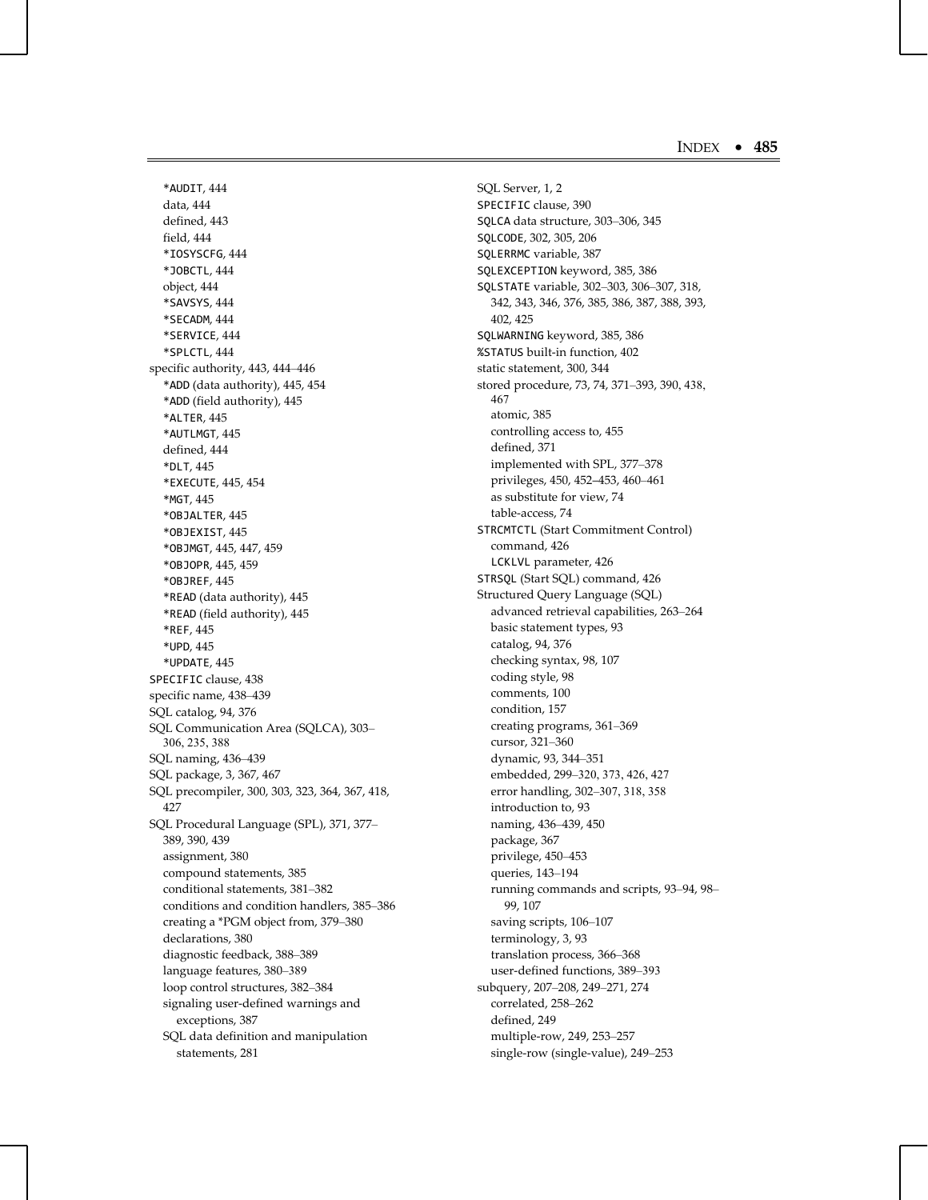*AUDIT, 444
data, 444
defined, 443
field, 444
*IOSYSCFG, 444
*JOBCTL, 444
object, 444
*SAVSYS, 444
*SECADM, 444
*SERVICE, 444
*SPLCTL, 444

specific authority, 443, 444–446
- *ADD (data authority), 445, 454
- *ADD (field authority), 445
- *ALTER, 445
- *AUTLMGT, 445
- defined, 444
- *DLT, 445
- *EXECUTE, 445, 454
- *MGT, 445
- *OBJALTER, 445
- *OBJEXIST, 445
- *OBJMGT, 445, 447, 459
- *OBJOPR, 445, 459
- *OBJREF, 445
- *READ (data authority), 445
- *READ (field authority), 445
- *REF, 445
- *UPD, 445
- *UPDATE, 445

SPECIFIC clause, 438
specific name, 438–439
SQL catalog, 94, 376
SQL Communication Area (SQLCA), 303–306, 235, 388
SQL naming, 436–439
SQL package, 3, 367, 467
SQL precompiler, 300, 303, 323, 364, 367, 418, 427
SQL Procedural Language (SPL), 371, 377–389, 390, 439
- assignment, 380
- compound statements, 385
- conditional statements, 381–382
- conditions and condition handlers, 385–386
- creating a *PGM object from, 379–380
- declarations, 380
- diagnostic feedback, 388–389
- language features, 380–389
- loop control structures, 382–384
- signaling user-defined warnings and exceptions, 387
- SQL data definition and manipulation statements, 281

SQL Server, 1, 2
SPECIFIC clause, 390
SQLCA data structure, 303–306, 345
SQLCODE, 302, 305, 206
SQLERRMC variable, 387
SQLEXCEPTION keyword, 385, 386
SQLSTATE variable, 302–303, 306–307, 318, 342, 343, 346, 376, 385, 386, 387, 388, 393, 402, 425
SQLWARNING keyword, 385, 386
%STATUS built-in function, 402
static statement, 300, 344
stored procedure, 73, 74, 371–393, 390, 438, 467
- atomic, 385
- controlling access to, 455
- defined, 371
- implemented with SPL, 377–378
- privileges, 450, 452–453, 460–461
- as substitute for view, 74
- table-access, 74

STRCMTCTL (Start Commitment Control) command, 426
- LCKLVL parameter, 426

STRSQL (Start SQL) command, 426
Structured Query Language (SQL)
- advanced retrieval capabilities, 263–264
- basic statement types, 93
- catalog, 94, 376
- checking syntax, 98, 107
- coding style, 98
- comments, 100
- condition, 157
- creating programs, 361–369
- cursor, 321–360
- dynamic, 93, 344–351
- embedded, 299–320, 373, 426, 427
- error handling, 302–307, 318, 358
- introduction to, 93
- naming, 436–439, 450
- package, 367
- privilege, 450–453
- queries, 143–194
- running commands and scripts, 93–94, 98–99, 107
- saving scripts, 106–107
- terminology, 3, 93
- translation process, 366–368
- user-defined functions, 389–393

subquery, 207–208, 249–271, 274
- correlated, 258–262
- defined, 249
- multiple-row, 249, 253–257
- single-row (single-value), 249–253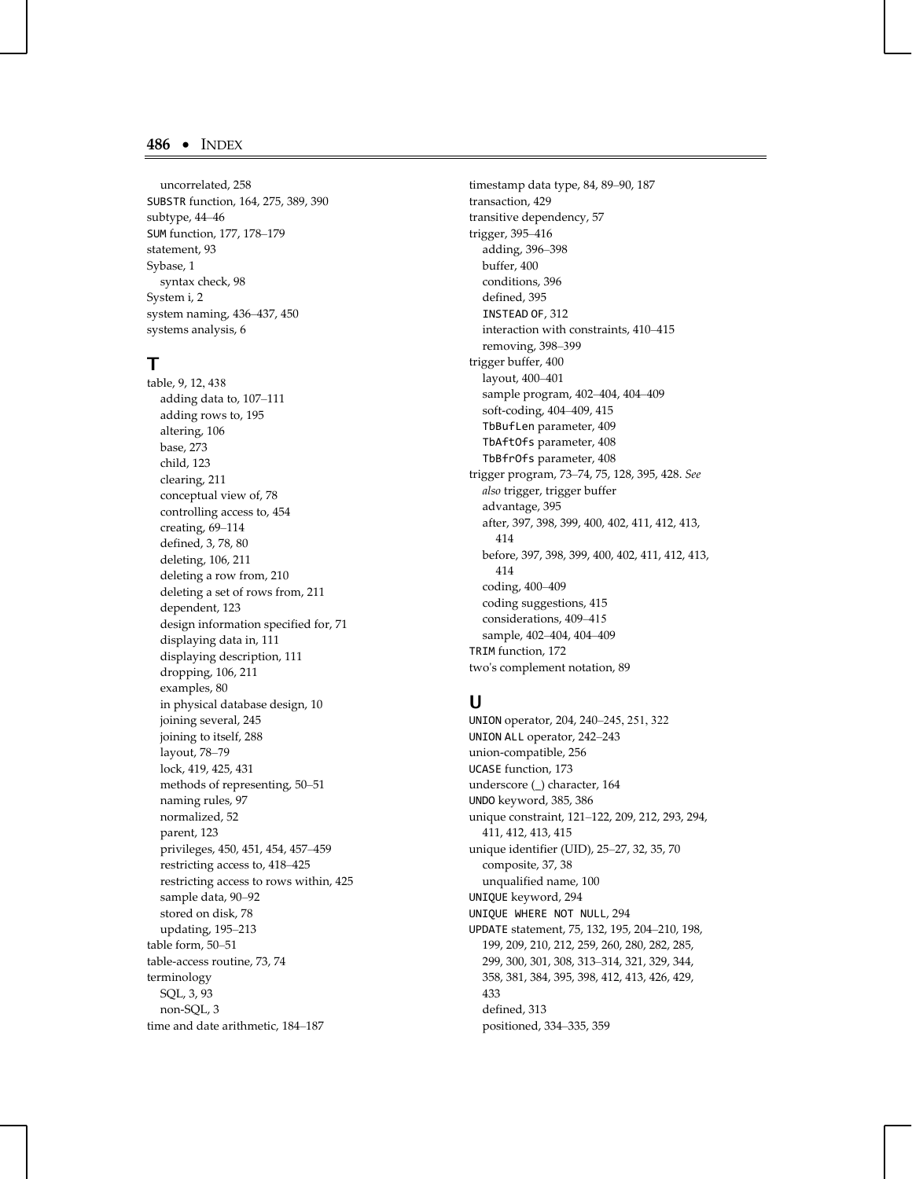uncorrelated, 258
SUBSTR function, 164, 275, 389, 390
subtype, 44–46
SUM function, 177, 178–179
statement, 93
Sybase, 1
    syntax check, 98
System i, 2
system naming, 436–437, 450
systems analysis, 6

## T

table, 9, 12, 438
    adding data to, 107–111
    adding rows to, 195
    altering, 106
    base, 273
    child, 123
    clearing, 211
    conceptual view of, 78
    controlling access to, 454
    creating, 69–114
    defined, 3, 78, 80
    deleting, 106, 211
    deleting a row from, 210
    deleting a set of rows from, 211
    dependent, 123
    design information specified for, 71
    displaying data in, 111
    displaying description, 111
    dropping, 106, 211
    examples, 80
    in physical database design, 10
    joining several, 245
    joining to itself, 288
    layout, 78–79
    lock, 419, 425, 431
    methods of representing, 50–51
    naming rules, 97
    normalized, 52
    parent, 123
    privileges, 450, 451, 454, 457–459
    restricting access to, 418–425
    restricting access to rows within, 425
    sample data, 90–92
    stored on disk, 78
    updating, 195–213
table form, 50–51
table-access routine, 73, 74
terminology
    SQL, 3, 93
    non-SQL, 3
time and date arithmetic, 184–187
timestamp data type, 84, 89–90, 187
transaction, 429
transitive dependency, 57
trigger, 395–416
    adding, 396–398
    buffer, 400
    conditions, 396
    defined, 395
    INSTEAD OF, 312
    interaction with constraints, 410–415
    removing, 398–399
trigger buffer, 400
    layout, 400–401
    sample program, 402–404, 404–409
    soft-coding, 404–409, 415
    TbBufLen parameter, 409
    TbAftOfs parameter, 408
    TbBfrOfs parameter, 408
trigger program, 73–74, 75, 128, 395, 428. *See also* trigger, trigger buffer
    advantage, 395
    after, 397, 398, 399, 400, 402, 411, 412, 413, 414
    before, 397, 398, 399, 400, 402, 411, 412, 413, 414
    coding, 400–409
    coding suggestions, 415
    considerations, 409–415
    sample, 402–404, 404–409
TRIM function, 172
two's complement notation, 89

## U

UNION operator, 204, 240–245, 251, 322
UNION ALL operator, 242–243
union-compatible, 256
UCASE function, 173
underscore (_) character, 164
UNDO keyword, 385, 386
unique constraint, 121–122, 209, 212, 293, 294, 411, 412, 413, 415
unique identifier (UID), 25–27, 32, 35, 70
    composite, 37, 38
    unqualified name, 100
UNIQUE keyword, 294
UNIQUE WHERE NOT NULL, 294
UPDATE statement, 75, 132, 195, 204–210, 198, 199, 209, 210, 212, 259, 260, 280, 282, 285, 299, 300, 301, 308, 313–314, 321, 329, 344, 358, 381, 384, 395, 398, 412, 413, 426, 429, 433
    defined, 313
    positioned, 334–335, 359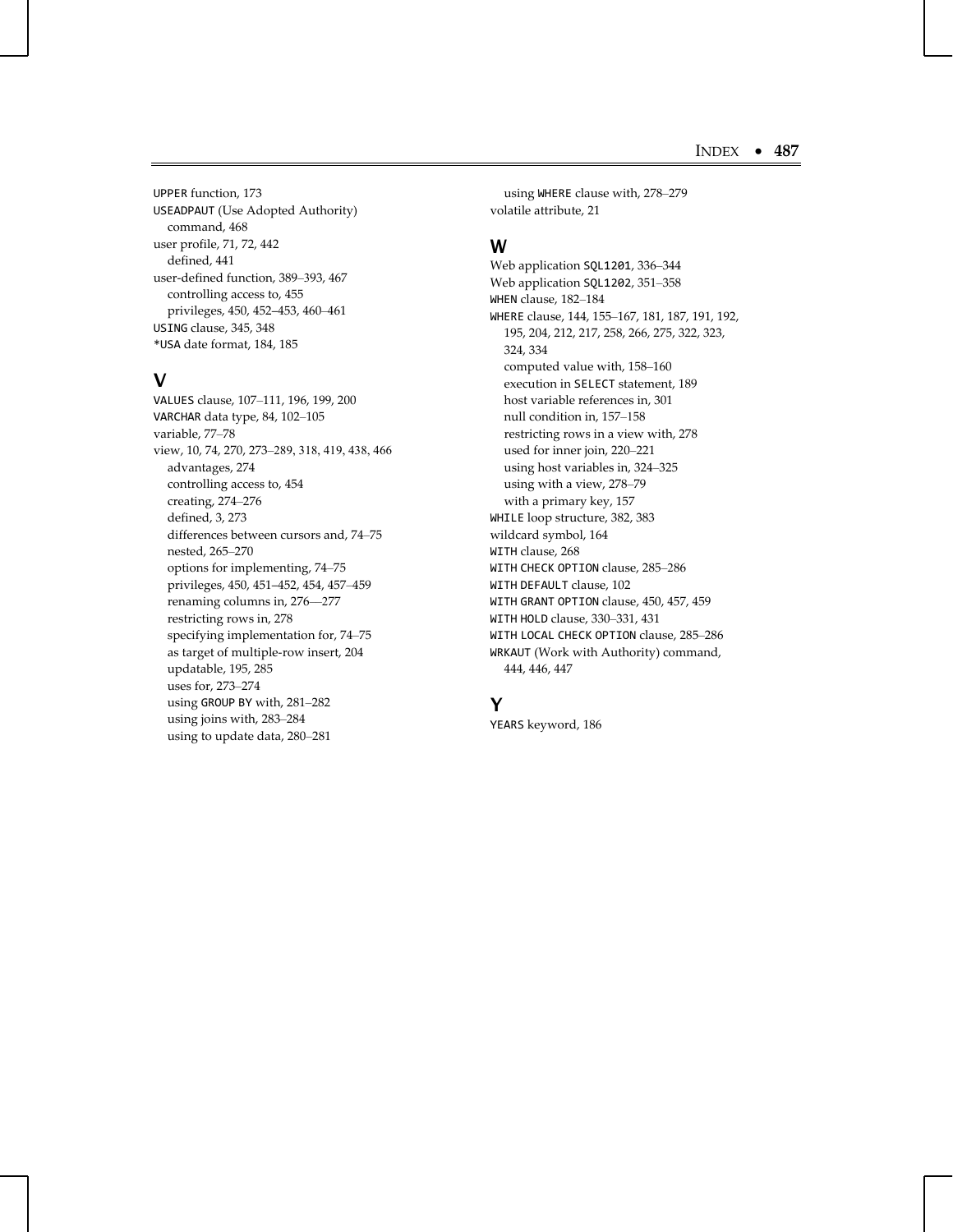UPPER function, 173
USEADPAUT (Use Adopted Authority)
  command, 468
user profile, 71, 72, 442
  defined, 441
user-defined function, 389–393, 467
  controlling access to, 455
  privileges, 450, 452–453, 460–461
USING clause, 345, 348
*USA date format, 184, 185

## V

VALUES clause, 107–111, 196, 199, 200
VARCHAR data type, 84, 102–105
variable, 77–78
view, 10, 74, 270, 273–289, 318, 419, 438, 466
  advantages, 274
  controlling access to, 454
  creating, 274–276
  defined, 3, 273
  differences between cursors and, 74–75
  nested, 265–270
  options for implementing, 74–75
  privileges, 450, 451–452, 454, 457–459
  renaming columns in, 276—277
  restricting rows in, 278
  specifying implementation for, 74–75
  as target of multiple-row insert, 204
  updatable, 195, 285
  uses for, 273–274
  using GROUP BY with, 281–282
  using joins with, 283–284
  using to update data, 280–281
  using WHERE clause with, 278–279
volatile attribute, 21

## W

Web application SQL1201, 336–344
Web application SQL1202, 351–358
WHEN clause, 182–184
WHERE clause, 144, 155–167, 181, 187, 191, 192,
  195, 204, 212, 217, 258, 266, 275, 322, 323,
  324, 334
  computed value with, 158–160
  execution in SELECT statement, 189
  host variable references in, 301
  null condition in, 157–158
  restricting rows in a view with, 278
  used for inner join, 220–221
  using host variables in, 324–325
  using with a view, 278–79
  with a primary key, 157
WHILE loop structure, 382, 383
wildcard symbol, 164
WITH clause, 268
WITH CHECK OPTION clause, 285–286
WITH DEFAULT clause, 102
WITH GRANT OPTION clause, 450, 457, 459
WITH HOLD clause, 330–331, 431
WITH LOCAL CHECK OPTION clause, 285–286
WRKAUT (Work with Authority) command,
  444, 446, 447

## Y

YEARS keyword, 186